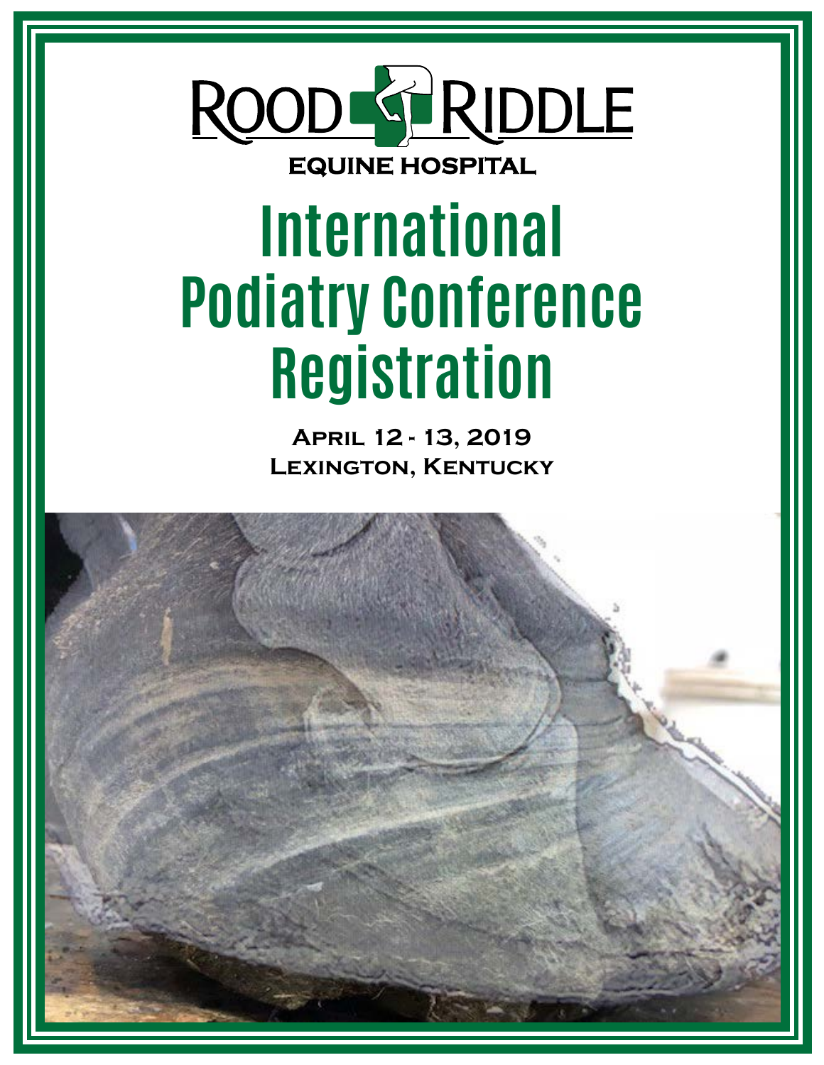ROOD RIDDLE

EQUINE HOSPITAL

# International Podiatry Conference Registration

**April 12 - 13, 2019**
**Lexington, Kentucky**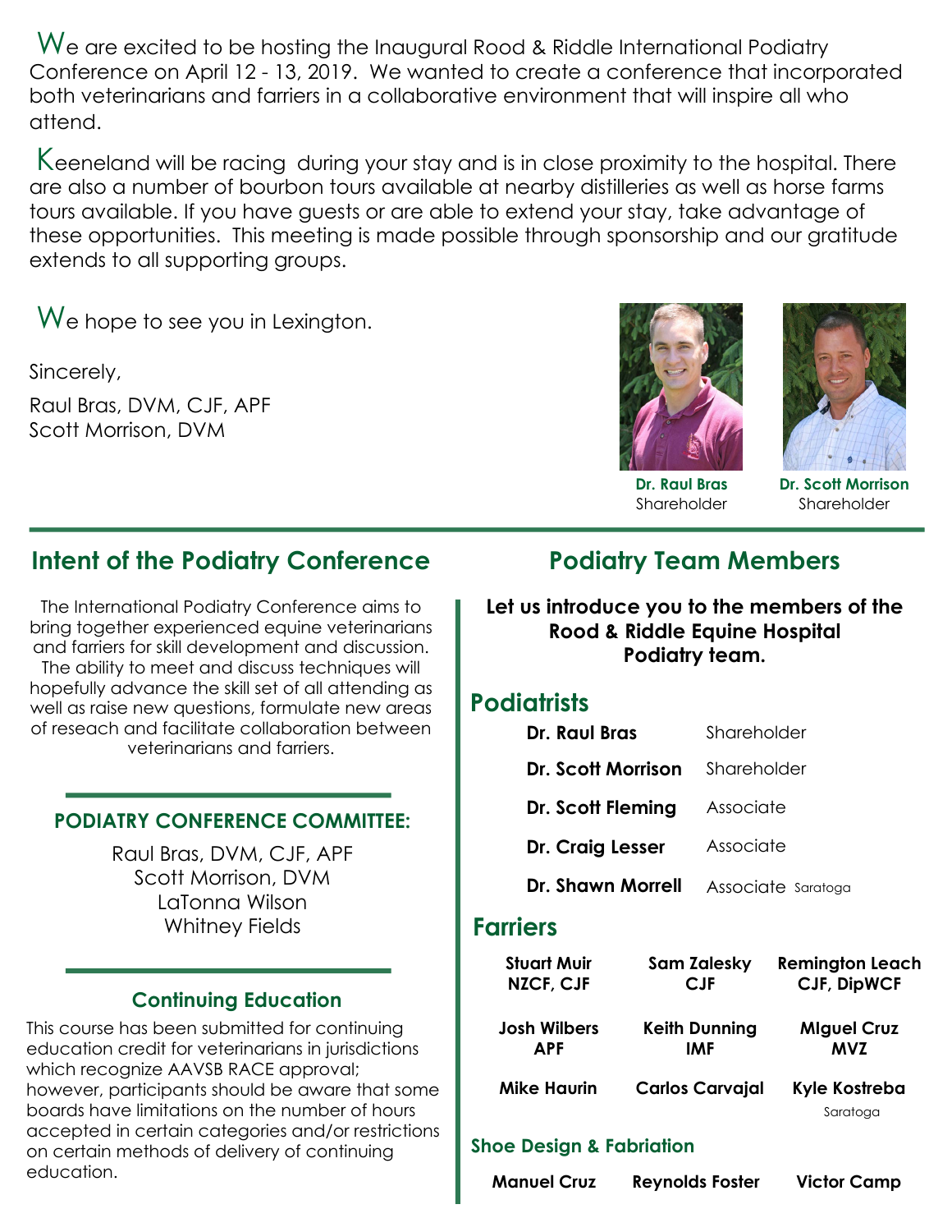We are excited to be hosting the Inaugural Rood & Riddle International Podiatry Conference on April 12 - 13, 2019. We wanted to create a conference that incorporated both veterinarians and farriers in a collaborative environment that will inspire all who attend.

Keeneland will be racing during your stay and is in close proximity to the hospital. There are also a number of bourbon tours available at nearby distilleries as well as horse farms tours available. If you have guests or are able to extend your stay, take advantage of these opportunities. This meeting is made possible through sponsorship and our gratitude extends to all supporting groups.

We hope to see you in Lexington.

Sincerely,

Raul Bras, DVM, CJF, APF
Scott Morrison, DVM

**Dr. Raul Bras**
Shareholder

**Dr. Scott Morrison**
Shareholder

## Intent of the Podiatry Conference

The International Podiatry Conference aims to bring together experienced equine veterinarians and farriers for skill development and discussion. The ability to meet and discuss techniques will hopefully advance the skill set of all attending as well as raise new questions, formulate new areas of reseach and facilitate collaboration between veterinarians and farriers.

### PODIATRY CONFERENCE COMMITTEE:

Raul Bras, DVM, CJF, APF
Scott Morrison, DVM
LaTonna Wilson
Whitney Fields

### Continuing Education

This course has been submitted for continuing education credit for veterinarians in jurisdictions which recognize AAVSB RACE approval; however, participants should be aware that some boards have limitations on the number of hours accepted in certain categories and/or restrictions on certain methods of delivery of continuing education.

## Podiatry Team Members

**Let us introduce you to the members of the Rood & Riddle Equine Hospital Podiatry team.**

### Podiatrists

| | |
|---|---|
| **Dr. Raul Bras** | Shareholder |
| **Dr. Scott Morrison** | Shareholder |
| **Dr. Scott Fleming** | Associate |
| **Dr. Craig Lesser** | Associate |
| **Dr. Shawn Morrell** | Associate Saratoga |

### Farriers

| | | |
|---|---|---|
| **Stuart Muir** NZCF, CJF | **Sam Zalesky** CJF | **Remington Leach** CJF, DipWCF |
| **Josh Wilbers** APF | **Keith Dunning** IMF | **MIguel Cruz** MVZ |
| **Mike Haurin** | **Carlos Carvajal** | **Kyle Kostreba** Saratoga |

### Shoe Design & Fabriation

**Manuel Cruz** **Reynolds Foster** **Victor Camp**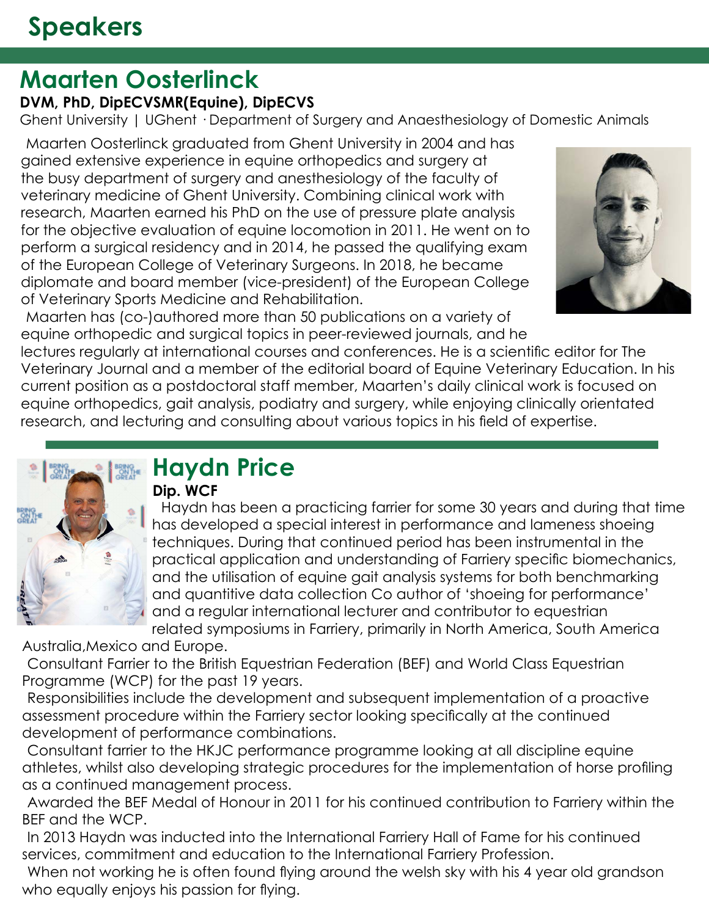# Speakers

## Maarten Oosterlinck

**DVM, PhD, DipECVSMR(Equine), DipECVS**

Ghent University | UGhent · Department of Surgery and Anaesthesiology of Domestic Animals

Maarten Oosterlinck graduated from Ghent University in 2004 and has gained extensive experience in equine orthopedics and surgery at the busy department of surgery and anesthesiology of the faculty of veterinary medicine of Ghent University. Combining clinical work with research, Maarten earned his PhD on the use of pressure plate analysis for the objective evaluation of equine locomotion in 2011. He went on to perform a surgical residency and in 2014, he passed the qualifying exam of the European College of Veterinary Surgeons. In 2018, he became diplomate and board member (vice-president) of the European College of Veterinary Sports Medicine and Rehabilitation.

Maarten has (co-)authored more than 50 publications on a variety of equine orthopedic and surgical topics in peer-reviewed journals, and he lectures regularly at international courses and conferences. He is a scientific editor for The Veterinary Journal and a member of the editorial board of Equine Veterinary Education. In his current position as a postdoctoral staff member, Maarten's daily clinical work is focused on equine orthopedics, gait analysis, podiatry and surgery, while enjoying clinically orientated research, and lecturing and consulting about various topics in his field of expertise.

## Haydn Price

**Dip. WCF**

Haydn has been a practicing farrier for some 30 years and during that time has developed a special interest in performance and lameness shoeing techniques. During that continued period has been instrumental in the practical application and understanding of Farriery specific biomechanics, and the utilisation of equine gait analysis systems for both benchmarking and quantitive data collection Co author of 'shoeing for performance' and a regular international lecturer and contributor to equestrian related symposiums in Farriery, primarily in North America, South America Australia,Mexico and Europe.

Consultant Farrier to the British Equestrian Federation (BEF) and World Class Equestrian Programme (WCP) for the past 19 years.

Responsibilities include the development and subsequent implementation of a proactive assessment procedure within the Farriery sector looking specifically at the continued development of performance combinations.

Consultant farrier to the HKJC performance programme looking at all discipline equine athletes, whilst also developing strategic procedures for the implementation of horse profiling as a continued management process.

Awarded the BEF Medal of Honour in 2011 for his continued contribution to Farriery within the BEF and the WCP.

In 2013 Haydn was inducted into the International Farriery Hall of Fame for his continued services, commitment and education to the International Farriery Profession.

When not working he is often found flying around the welsh sky with his 4 year old grandson who equally enjoys his passion for flying.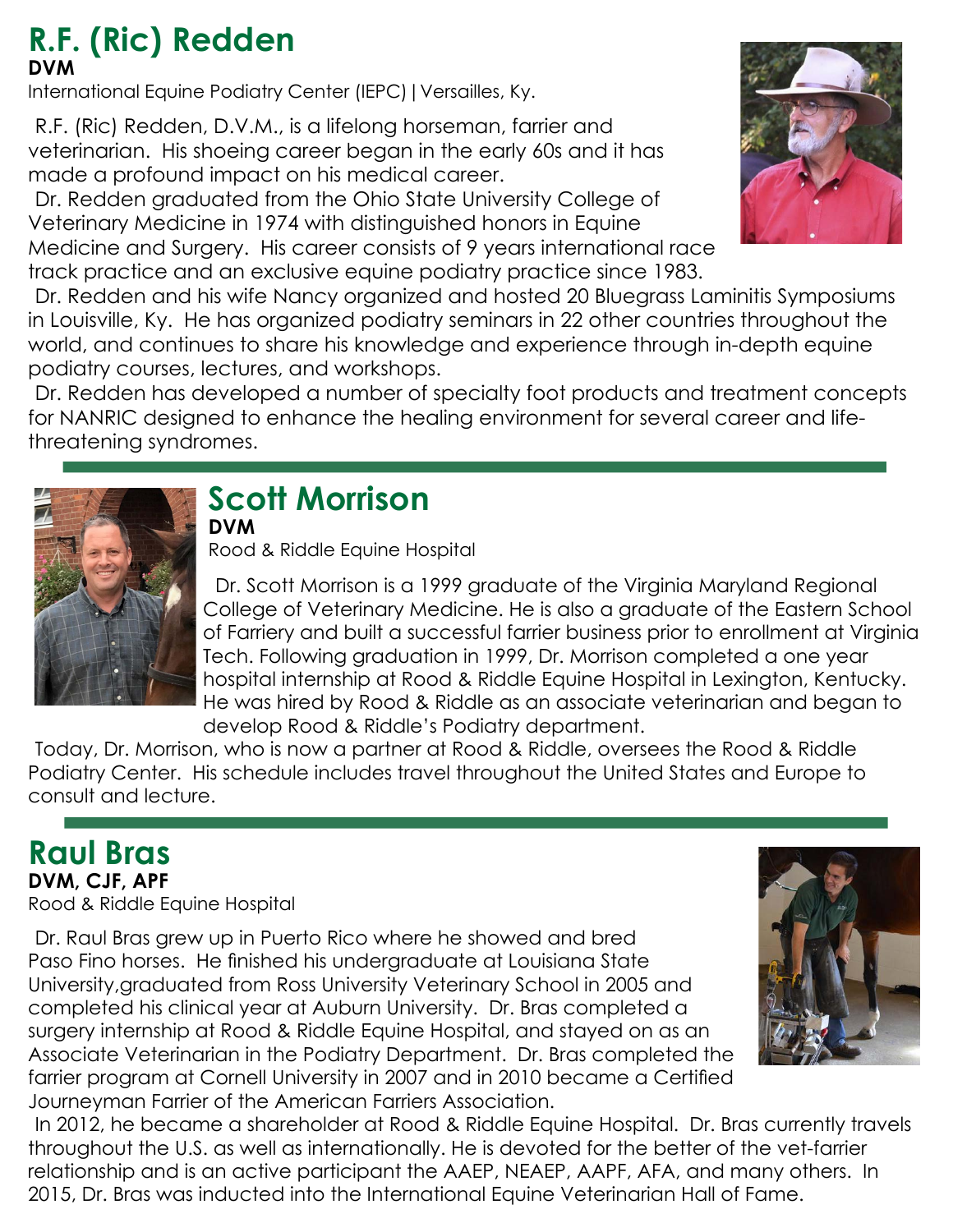# R.F. (Ric) Redden

**DVM**

International Equine Podiatry Center (IEPC) | Versailles, Ky.

R.F. (Ric) Redden, D.V.M., is a lifelong horseman, farrier and veterinarian. His shoeing career began in the early 60s and it has made a profound impact on his medical career.

Dr. Redden graduated from the Ohio State University College of Veterinary Medicine in 1974 with distinguished honors in Equine Medicine and Surgery. His career consists of 9 years international race track practice and an exclusive equine podiatry practice since 1983.

Dr. Redden and his wife Nancy organized and hosted 20 Bluegrass Laminitis Symposiums in Louisville, Ky. He has organized podiatry seminars in 22 other countries throughout the world, and continues to share his knowledge and experience through in-depth equine podiatry courses, lectures, and workshops.

Dr. Redden has developed a number of specialty foot products and treatment concepts for NANRIC designed to enhance the healing environment for several career and life-threatening syndromes.

# Scott Morrison

**DVM**

Rood & Riddle Equine Hospital

Dr. Scott Morrison is a 1999 graduate of the Virginia Maryland Regional College of Veterinary Medicine. He is also a graduate of the Eastern School of Farriery and built a successful farrier business prior to enrollment at Virginia Tech. Following graduation in 1999, Dr. Morrison completed a one year hospital internship at Rood & Riddle Equine Hospital in Lexington, Kentucky. He was hired by Rood & Riddle as an associate veterinarian and began to develop Rood & Riddle's Podiatry department.

Today, Dr. Morrison, who is now a partner at Rood & Riddle, oversees the Rood & Riddle Podiatry Center. His schedule includes travel throughout the United States and Europe to consult and lecture.

# Raul Bras

**DVM, CJF, APF**

Rood & Riddle Equine Hospital

Dr. Raul Bras grew up in Puerto Rico where he showed and bred Paso Fino horses. He finished his undergraduate at Louisiana State University,graduated from Ross University Veterinary School in 2005 and completed his clinical year at Auburn University. Dr. Bras completed a surgery internship at Rood & Riddle Equine Hospital, and stayed on as an Associate Veterinarian in the Podiatry Department. Dr. Bras completed the farrier program at Cornell University in 2007 and in 2010 became a Certified Journeyman Farrier of the American Farriers Association.

In 2012, he became a shareholder at Rood & Riddle Equine Hospital. Dr. Bras currently travels throughout the U.S. as well as internationally. He is devoted for the better of the vet-farrier relationship and is an active participant the AAEP, NEAEP, AAPF, AFA, and many others. In 2015, Dr. Bras was inducted into the International Equine Veterinarian Hall of Fame.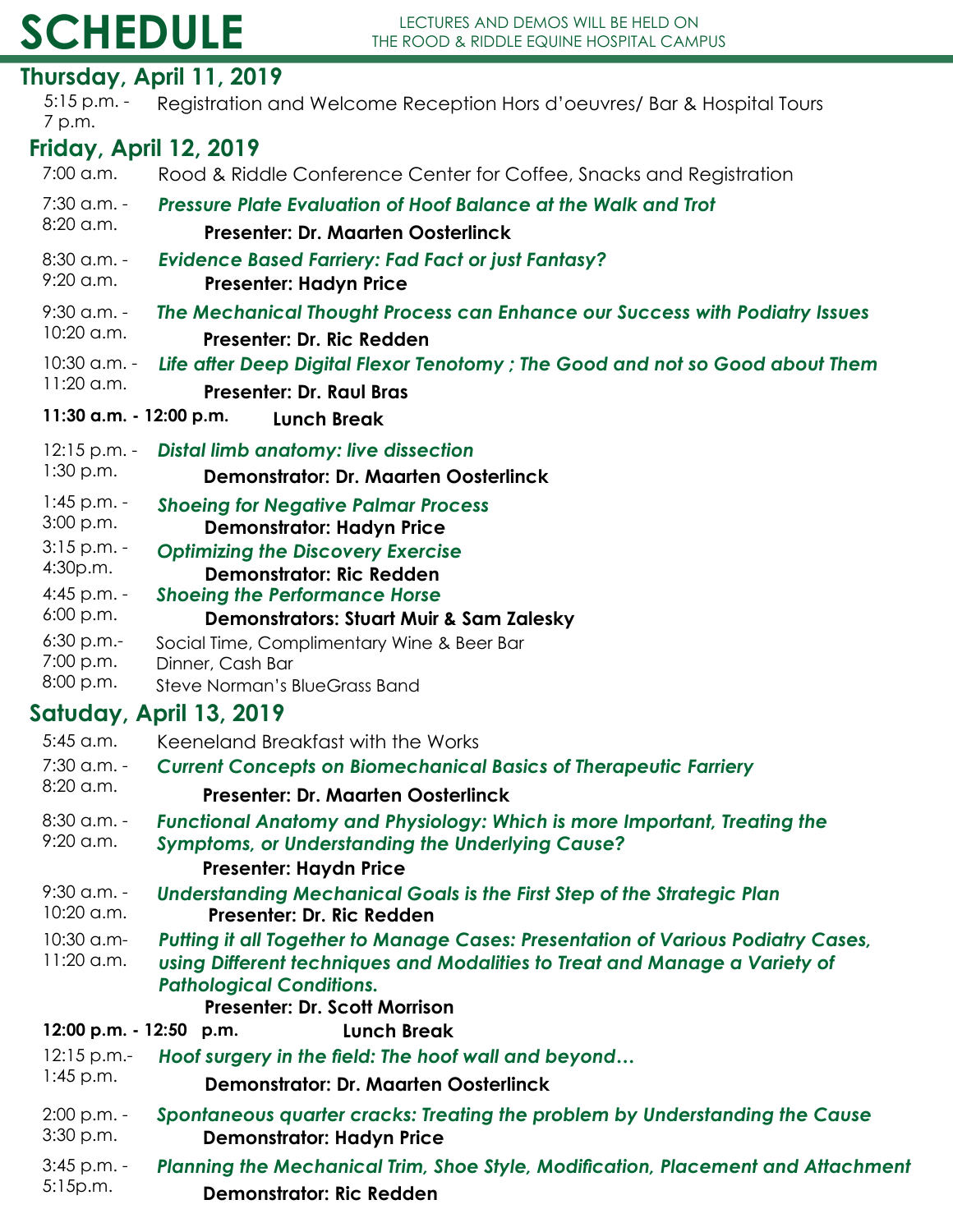# SCHEDULE

LECTURES AND DEMOS WILL BE HELD ON THE ROOD & RIDDLE EQUINE HOSPITAL CAMPUS

## Thursday, April 11, 2019

5:15 p.m. - 7 p.m. — Registration and Welcome Reception Hors d'oeuvres/ Bar & Hospital Tours

## Friday, April 12, 2019

7:00 a.m. — Rood & Riddle Conference Center for Coffee, Snacks and Registration

7:30 a.m. - 8:20 a.m. — ***Pressure Plate Evaluation of Hoof Balance at the Walk and Trot***
**Presenter: Dr. Maarten Oosterlinck**

8:30 a.m. - 9:20 a.m. — ***Evidence Based Farriery: Fad Fact or just Fantasy?***
**Presenter: Hadyn Price**

9:30 a.m. - 10:20 a.m. — ***The Mechanical Thought Process can Enhance our Success with Podiatry Issues***
**Presenter: Dr. Ric Redden**

10:30 a.m. - 11:20 a.m. — ***Life after Deep Digital Flexor Tenotomy ; The Good and not so Good about Them***
**Presenter: Dr. Raul Bras**

**11:30 a.m. - 12:00 p.m. Lunch Break**

12:15 p.m. - 1:30 p.m. — ***Distal limb anatomy: live dissection***
**Demonstrator: Dr. Maarten Oosterlinck**

1:45 p.m. - 3:00 p.m. — ***Shoeing for Negative Palmar Process***
**Demonstrator: Hadyn Price**

3:15 p.m. - 4:30p.m. — ***Optimizing the Discovery Exercise***
**Demonstrator: Ric Redden**

4:45 p.m. - 6:00 p.m. — ***Shoeing the Performance Horse***
**Demonstrators: Stuart Muir & Sam Zalesky**

6:30 p.m.- Social Time, Complimentary Wine & Beer Bar

7:00 p.m. Dinner, Cash Bar

8:00 p.m. Steve Norman's BlueGrass Band

## Satuday, April 13, 2019

5:45 a.m. — Keeneland Breakfast with the Works

7:30 a.m. - 8:20 a.m. — ***Current Concepts on Biomechanical Basics of Therapeutic Farriery***
**Presenter: Dr. Maarten Oosterlinck**

8:30 a.m. - 9:20 a.m. — ***Functional Anatomy and Physiology: Which is more Important, Treating the Symptoms, or Understanding the Underlying Cause?***
**Presenter: Haydn Price**

9:30 a.m. - 10:20 a.m. — ***Understanding Mechanical Goals is the First Step of the Strategic Plan***
**Presenter: Dr. Ric Redden**

10:30 a.m- 11:20 a.m. — ***Putting it all Together to Manage Cases: Presentation of Various Podiatry Cases, using Different techniques and Modalities to Treat and Manage a Variety of Pathological Conditions.***
**Presenter: Dr. Scott Morrison**

**12:00 p.m. - 12:50 p.m. Lunch Break**

12:15 p.m.- 1:45 p.m. — ***Hoof surgery in the field: The hoof wall and beyond…***
**Demonstrator: Dr. Maarten Oosterlinck**

2:00 p.m. - 3:30 p.m. — ***Spontaneous quarter cracks: Treating the problem by Understanding the Cause***
**Demonstrator: Hadyn Price**

3:45 p.m. - 5:15p.m. — ***Planning the Mechanical Trim, Shoe Style, Modification, Placement and Attachment***
**Demonstrator: Ric Redden**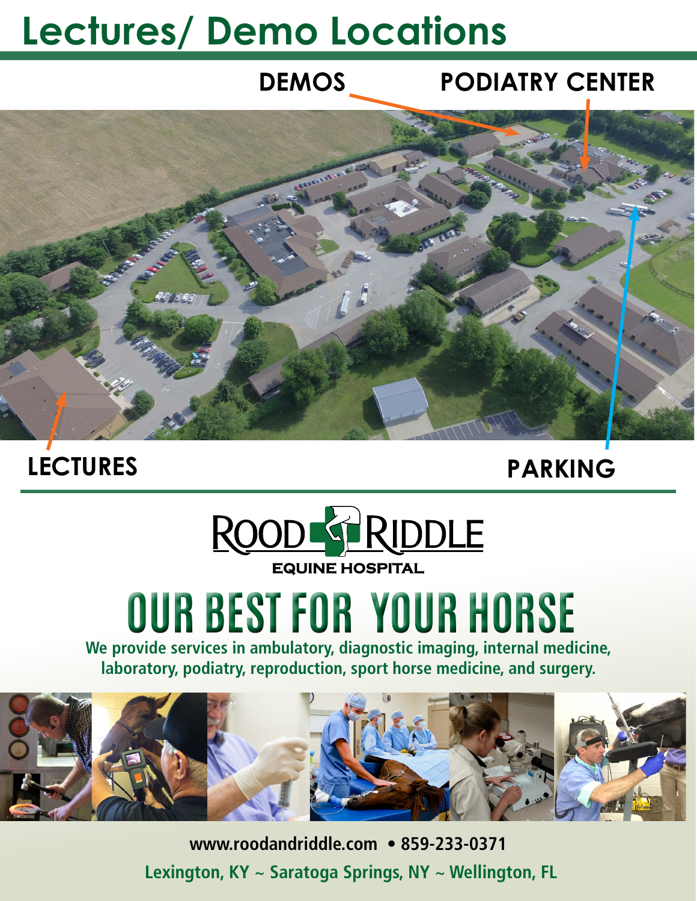# Lectures/ Demo Locations

DEMOS

PODIATRY CENTER

LECTURES

PARKING

ROOD RIDDLE

EQUINE HOSPITAL

## OUR BEST FOR YOUR HORSE

**We provide services in ambulatory, diagnostic imaging, internal medicine, laboratory, podiatry, reproduction, sport horse medicine, and surgery.**

**www.roodandriddle.com • 859-233-0371**

**Lexington, KY ~ Saratoga Springs, NY ~ Wellington, FL**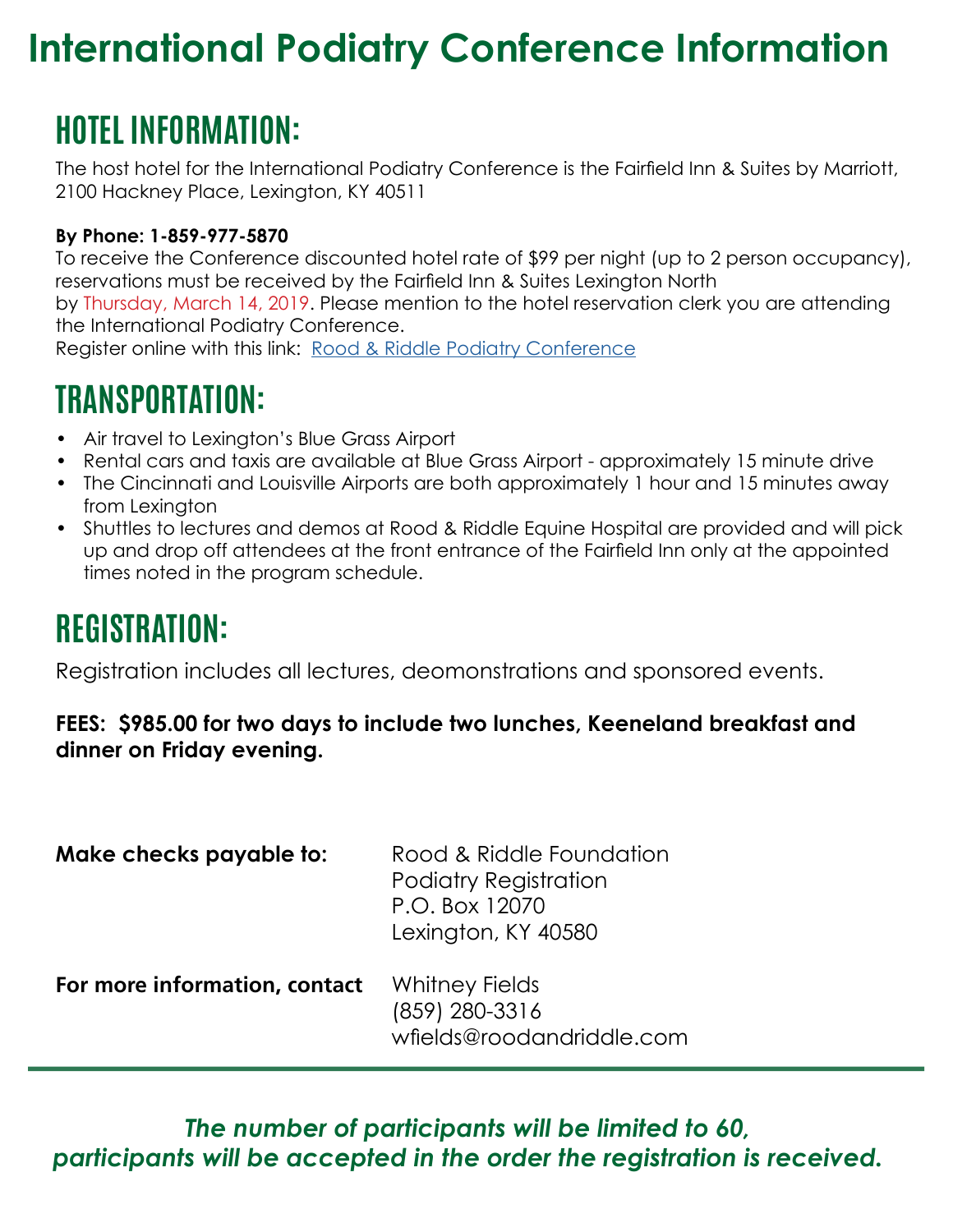# International Podiatry Conference Information

## HOTEL INFORMATION:

The host hotel for the International Podiatry Conference is the Fairfield Inn & Suites by Marriott, 2100 Hackney Place, Lexington, KY 40511

**By Phone: 1-859-977-5870**

To receive the Conference discounted hotel rate of $99 per night (up to 2 person occupancy), reservations must be received by the Fairfield Inn & Suites Lexington North by Thursday, March 14, 2019. Please mention to the hotel reservation clerk you are attending the International Podiatry Conference.

Register online with this link: Rood & Riddle Podiatry Conference

## TRANSPORTATION:

- Air travel to Lexington's Blue Grass Airport
- Rental cars and taxis are available at Blue Grass Airport - approximately 15 minute drive
- The Cincinnati and Louisville Airports are both approximately 1 hour and 15 minutes away from Lexington
- Shuttles to lectures and demos at Rood & Riddle Equine Hospital are provided and will pick up and drop off attendees at the front entrance of the Fairfield Inn only at the appointed times noted in the program schedule.

## REGISTRATION:

Registration includes all lectures, deomonstrations and sponsored events.

**FEES: $985.00 for two days to include two lunches, Keeneland breakfast and dinner on Friday evening.**

**Make checks payable to:**

Rood & Riddle Foundation
Podiatry Registration
P.O. Box 12070
Lexington, KY 40580

**For more information, contact**

Whitney Fields
(859) 280-3316
wfields@roodandriddle.com

***The number of participants will be limited to 60, participants will be accepted in the order the registration is received.***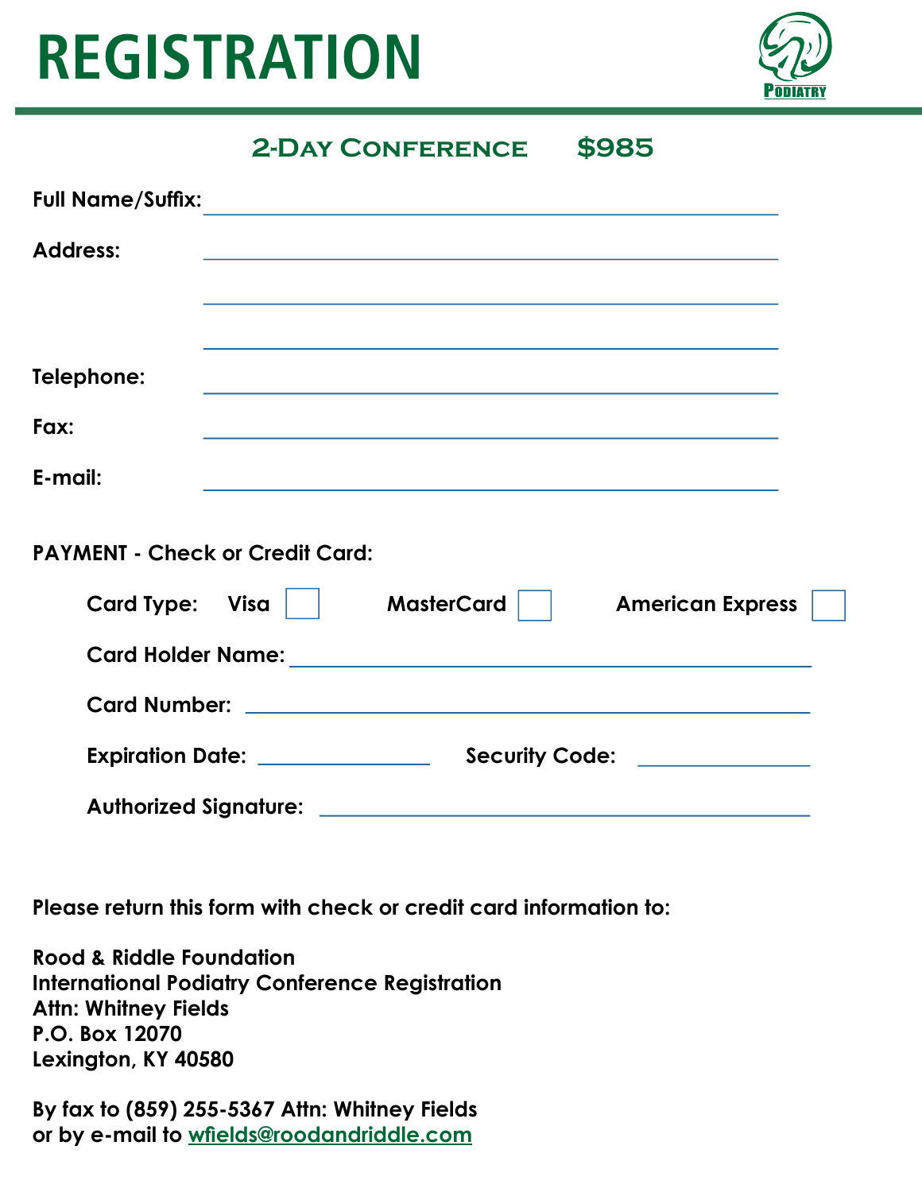# REGISTRATION

PODIATRY

## 2-Day Conference $985

**Full Name/Suffix:** \_\_\_\_\_\_\_\_\_\_\_\_\_\_\_\_\_\_\_\_\_\_\_\_\_\_\_\_\_\_\_\_\_\_\_\_\_\_\_\_

**Address:** \_\_\_\_\_\_\_\_\_\_\_\_\_\_\_\_\_\_\_\_\_\_\_\_\_\_\_\_\_\_\_\_\_\_\_\_\_\_\_\_

\_\_\_\_\_\_\_\_\_\_\_\_\_\_\_\_\_\_\_\_\_\_\_\_\_\_\_\_\_\_\_\_\_\_\_\_\_\_\_\_

\_\_\_\_\_\_\_\_\_\_\_\_\_\_\_\_\_\_\_\_\_\_\_\_\_\_\_\_\_\_\_\_\_\_\_\_\_\_\_\_

**Telephone:** \_\_\_\_\_\_\_\_\_\_\_\_\_\_\_\_\_\_\_\_\_\_\_\_\_\_\_\_\_\_\_\_\_\_\_\_\_\_\_\_

**Fax:** \_\_\_\_\_\_\_\_\_\_\_\_\_\_\_\_\_\_\_\_\_\_\_\_\_\_\_\_\_\_\_\_\_\_\_\_\_\_\_\_

**E-mail:** \_\_\_\_\_\_\_\_\_\_\_\_\_\_\_\_\_\_\_\_\_\_\_\_\_\_\_\_\_\_\_\_\_\_\_\_\_\_\_\_

**PAYMENT - Check or Credit Card:**

**Card Type:** **Visa** ☐ **MasterCard** ☐ **American Express** ☐

**Card Holder Name:** \_\_\_\_\_\_\_\_\_\_\_\_\_\_\_\_\_\_\_\_\_\_\_\_\_\_\_\_\_\_\_\_\_\_\_\_

**Card Number:** \_\_\_\_\_\_\_\_\_\_\_\_\_\_\_\_\_\_\_\_\_\_\_\_\_\_\_\_\_\_\_\_\_\_\_\_

**Expiration Date:** \_\_\_\_\_\_\_\_\_\_\_\_ **Security Code:** \_\_\_\_\_\_\_\_\_\_\_\_

**Authorized Signature:** \_\_\_\_\_\_\_\_\_\_\_\_\_\_\_\_\_\_\_\_\_\_\_\_\_\_\_\_\_\_\_\_\_\_\_\_

**Please return this form with check or credit card information to:**

**Rood & Riddle Foundation**
**International Podiatry Conference Registration**
**Attn: Whitney Fields**
**P.O. Box 12070**
**Lexington, KY 40580**

**By fax to (859) 255-5367 Attn: Whitney Fields**
**or by e-mail to wfields@roodandriddle.com**